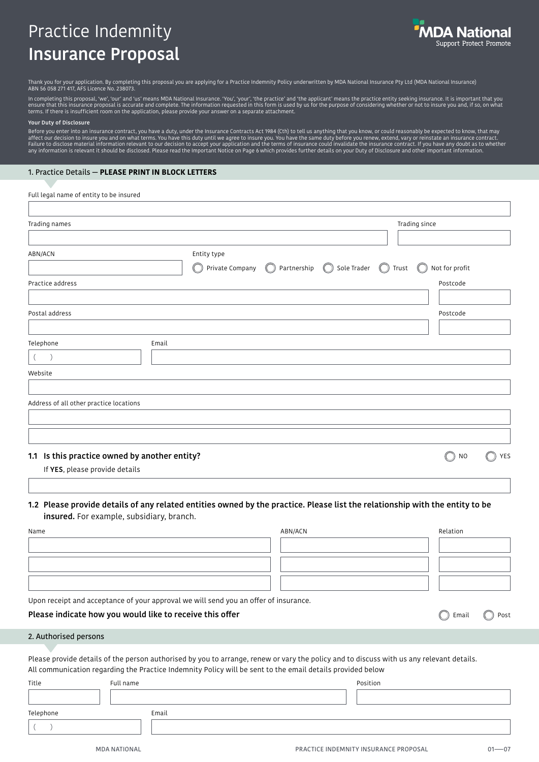# Practice Indemnity
# Insurance Proposal

MDA National
Support Protect Promote

Thank you for your application. By completing this proposal you are applying for a Practice Indemnity Policy underwritten by MDA National Insurance Pty Ltd (MDA National Insurance) ABN 56 058 271 417, AFS Licence No. 238073.

In completing this proposal, 'we', 'our' and 'us' means MDA National Insurance. 'You', 'your', 'the practice' and 'the applicant' means the practice entity seeking insurance. It is important that you ensure that this insurance proposal is accurate and complete. The information requested in this form is used by us for the purpose of considering whether or not to insure you and, if so, on what terms. If there is insufficient room on the application, please provide your answer on a separate attachment.

**Your Duty of Disclosure**

Before you enter into an insurance contract, you have a duty, under the Insurance Contracts Act 1984 (Cth) to tell us anything that you know, or could reasonably be expected to know, that may affect our decision to insure you and on what terms. You have this duty until we agree to insure you. You have the same duty before you renew, extend, vary or reinstate an insurance contract. Failure to disclose material information relevant to our decision to accept your application and the terms of insurance could invalidate the insurance contract. If you have any doubt as to whether any information is relevant it should be disclosed. Please read the Important Notice on Page 6 which provides further details on your Duty of Disclosure and other important information.

## 1. Practice Details — **PLEASE PRINT IN BLOCK LETTERS**

Full legal name of entity to be insured

Trading names

Trading since

ABN/ACN

Entity type
◯ Private Company ◯ Partnership ◯ Sole Trader ◯ Trust ◯ Not for profit

Practice address

Postcode

Postal address

Postcode

Telephone
(    )

Email

Website

Address of all other practice locations

### 1.1 Is this practice owned by another entity?

◯ NO ◯ YES

If **YES**, please provide details

### 1.2 Please provide details of any related entities owned by the practice. Please list the relationship with the entity to be insured. 

For example, subsidiary, branch.

| Name | ABN/ACN | Relation |
|---|---|---|
| | | |
| | | |
| | | |

Upon receipt and acceptance of your approval we will send you an offer of insurance.

**Please indicate how you would like to receive this offer** ◯ Email ◯ Post

## 2. Authorised persons

Please provide details of the person authorised by you to arrange, renew or vary the policy and to discuss with us any relevant details. All communication regarding the Practice Indemnity Policy will be sent to the email details provided below

Title

Full name

Position

Telephone
(    )

Email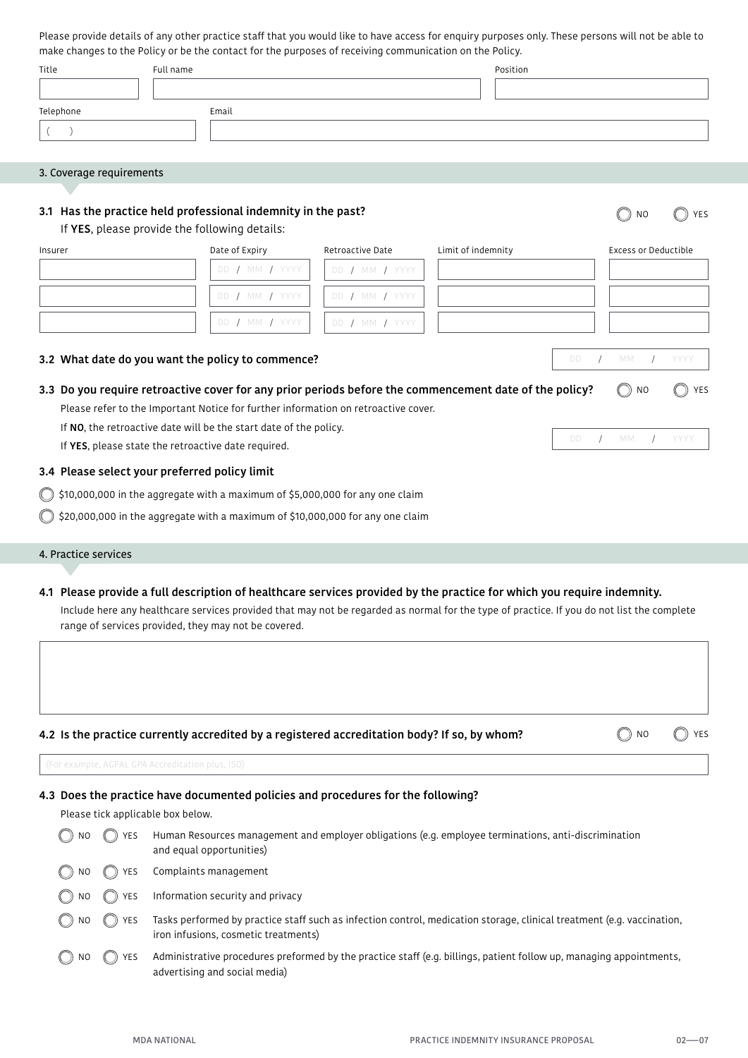Please provide details of any other practice staff that you would like to have access for enquiry purposes only. These persons will not be able to make changes to the Policy or be the contact for the purposes of receiving communication on the Policy.

| Title | Full name | Position |
|---|---|---|
| | | |

| Telephone | Email |
|---|---|
| ( ) | |

## 3. Coverage requirements

### 3.1 Has the practice held professional indemnity in the past?

◯ NO ◯ YES

If **YES**, please provide the following details:

| Insurer | Date of Expiry | Retroactive Date | Limit of indemnity | Excess or Deductible |
|---|---|---|---|---|
| | DD / MM / YYYY | DD / MM / YYYY | | |
| | DD / MM / YYYY | DD / MM / YYYY | | |
| | DD / MM / YYYY | DD / MM / YYYY | | |

### 3.2 What date do you want the policy to commence?

DD / MM / YYYY

### 3.3 Do you require retroactive cover for any prior periods before the commencement date of the policy?

◯ NO ◯ YES

Please refer to the Important Notice for further information on retroactive cover.

If **NO**, the retroactive date will be the start date of the policy.

If **YES**, please state the retroactive date required.

DD / MM / YYYY

### 3.4 Please select your preferred policy limit

◯ $10,000,000 in the aggregate with a maximum of $5,000,000 for any one claim

◯ $20,000,000 in the aggregate with a maximum of $10,000,000 for any one claim

## 4. Practice services

### 4.1 Please provide a full description of healthcare services provided by the practice for which you require indemnity.

Include here any healthcare services provided that may not be regarded as normal for the type of practice. If you do not list the complete range of services provided, they may not be covered.

### 4.2 Is the practice currently accredited by a registered accreditation body? If so, by whom?

◯ NO ◯ YES

(For example, AGPAL GPA Accreditation plus, ISO)

### 4.3 Does the practice have documented policies and procedures for the following?

Please tick applicable box below.

◯ NO ◯ YES Human Resources management and employer obligations (e.g. employee terminations, anti-discrimination and equal opportunities)

◯ NO ◯ YES Complaints management

◯ NO ◯ YES Information security and privacy

◯ NO ◯ YES Tasks performed by practice staff such as infection control, medication storage, clinical treatment (e.g. vaccination, iron infusions, cosmetic treatments)

◯ NO ◯ YES Administrative procedures preformed by the practice staff (e.g. billings, patient follow up, managing appointments, advertising and social media)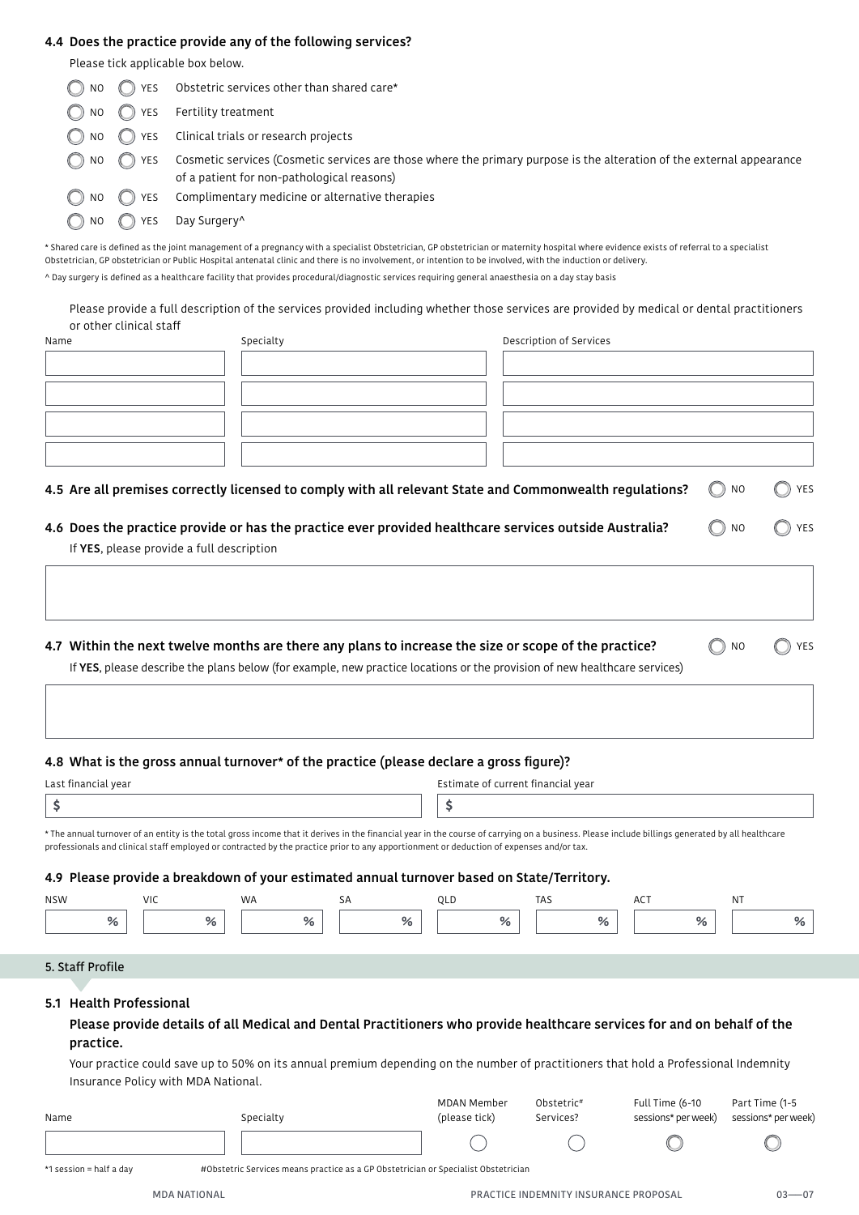### 4.4 Does the practice provide any of the following services?

Please tick applicable box below.

| | | |
|---|---|---|
| ◯ NO | ◯ YES | Obstetric services other than shared care* |
| ◯ NO | ◯ YES | Fertility treatment |
| ◯ NO | ◯ YES | Clinical trials or research projects |
| ◯ NO | ◯ YES | Cosmetic services (Cosmetic services are those where the primary purpose is the alteration of the external appearance of a patient for non-pathological reasons) |
| ◯ NO | ◯ YES | Complimentary medicine or alternative therapies |
| ◯ NO | ◯ YES | Day Surgery^ |

* Shared care is defined as the joint management of a pregnancy with a specialist Obstetrician, GP obstetrician or maternity hospital where evidence exists of referral to a specialist Obstetrician, GP obstetrician or Public Hospital antenatal clinic and there is no involvement, or intention to be involved, with the induction or delivery.

^ Day surgery is defined as a healthcare facility that provides procedural/diagnostic services requiring general anaesthesia on a day stay basis

Please provide a full description of the services provided including whether those services are provided by medical or dental practitioners or other clinical staff

| Name | Specialty | Description of Services |
|---|---|---|
| | | |
| | | |
| | | |
| | | |

### 4.5 Are all premises correctly licensed to comply with all relevant State and Commonwealth regulations?

◯ NO ◯ YES

### 4.6 Does the practice provide or has the practice ever provided healthcare services outside Australia?

◯ NO ◯ YES

If **YES**, please provide a full description

### 4.7 Within the next twelve months are there any plans to increase the size or scope of the practice?

◯ NO ◯ YES

If **YES**, please describe the plans below (for example, new practice locations or the provision of new healthcare services)

### 4.8 What is the gross annual turnover* of the practice (please declare a gross figure)?

| Last financial year | Estimate of current financial year |
|---|---|
| $ | $ |

* The annual turnover of an entity is the total gross income that it derives in the financial year in the course of carrying on a business. Please include billings generated by all healthcare professionals and clinical staff employed or contracted by the practice prior to any apportionment or deduction of expenses and/or tax.

### 4.9 Please provide a breakdown of your estimated annual turnover based on State/Territory.

| NSW | VIC | WA | SA | QLD | TAS | ACT | NT |
|---|---|---|---|---|---|---|---|
| % | % | % | % | % | % | % | % |

## 5. Staff Profile

### 5.1 Health Professional

**Please provide details of all Medical and Dental Practitioners who provide healthcare services for and on behalf of the practice.**

Your practice could save up to 50% on its annual premium depending on the number of practitioners that hold a Professional Indemnity Insurance Policy with MDA National.

| Name | Specialty | MDAN Member (please tick) | Obstetric# Services? | Full Time (6-10 sessions* per week) | Part Time (1-5 sessions* per week) |
|---|---|---|---|---|---|
| | | ◯ | ◯ | ◯ | ◯ |

*1 session = half a day

#Obstetric Services means practice as a GP Obstetrician or Specialist Obstetrician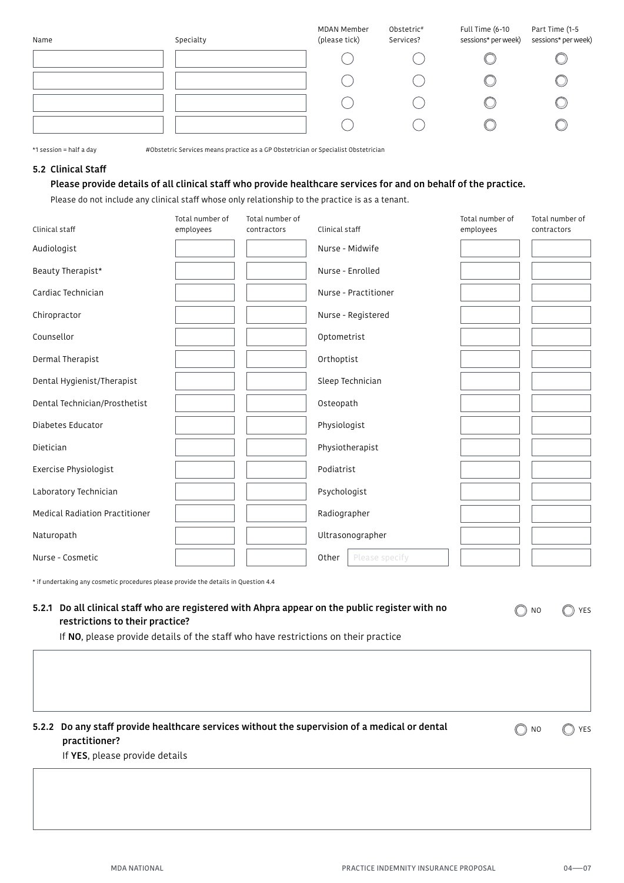| Name | Specialty | MDAN Member (please tick) | Obstetric# Services? | Full Time (6-10 sessions* per week) | Part Time (1-5 sessions* per week) |
|---|---|---|---|---|---|
| | | ◯ | ◯ | ◯ | ◯ |
| | | ◯ | ◯ | ◯ | ◯ |
| | | ◯ | ◯ | ◯ | ◯ |
| | | ◯ | ◯ | ◯ | ◯ |

*1 session = half a day

#Obstetric Services means practice as a GP Obstetrician or Specialist Obstetrician

### 5.2 Clinical Staff

**Please provide details of all clinical staff who provide healthcare services for and on behalf of the practice.**

Please do not include any clinical staff whose only relationship to the practice is as a tenant.

| Clinical staff | Total number of employees | Total number of contractors | Clinical staff | Total number of employees | Total number of contractors |
|---|---|---|---|---|---|
| Audiologist | | | Nurse - Midwife | | |
| Beauty Therapist* | | | Nurse - Enrolled | | |
| Cardiac Technician | | | Nurse - Practitioner | | |
| Chiropractor | | | Nurse - Registered | | |
| Counsellor | | | Optometrist | | |
| Dermal Therapist | | | Orthoptist | | |
| Dental Hygienist/Therapist | | | Sleep Technician | | |
| Dental Technician/Prosthetist | | | Osteopath | | |
| Diabetes Educator | | | Physiologist | | |
| Dietician | | | Physiotherapist | | |
| Exercise Physiologist | | | Podiatrist | | |
| Laboratory Technician | | | Psychologist | | |
| Medical Radiation Practitioner | | | Radiographer | | |
| Naturopath | | | Ultrasonographer | | |
| Nurse - Cosmetic | | | Other (Please specify) | | |

* if undertaking any cosmetic procedures please provide the details in Question 4.4

**5.2.1 Do all clinical staff who are registered with Ahpra appear on the public register with no restrictions to their practice?** ◯ NO ◯ YES

If **NO**, please provide details of the staff who have restrictions on their practice

**5.2.2 Do any staff provide healthcare services without the supervision of a medical or dental practitioner?** ◯ NO ◯ YES

If **YES**, please provide details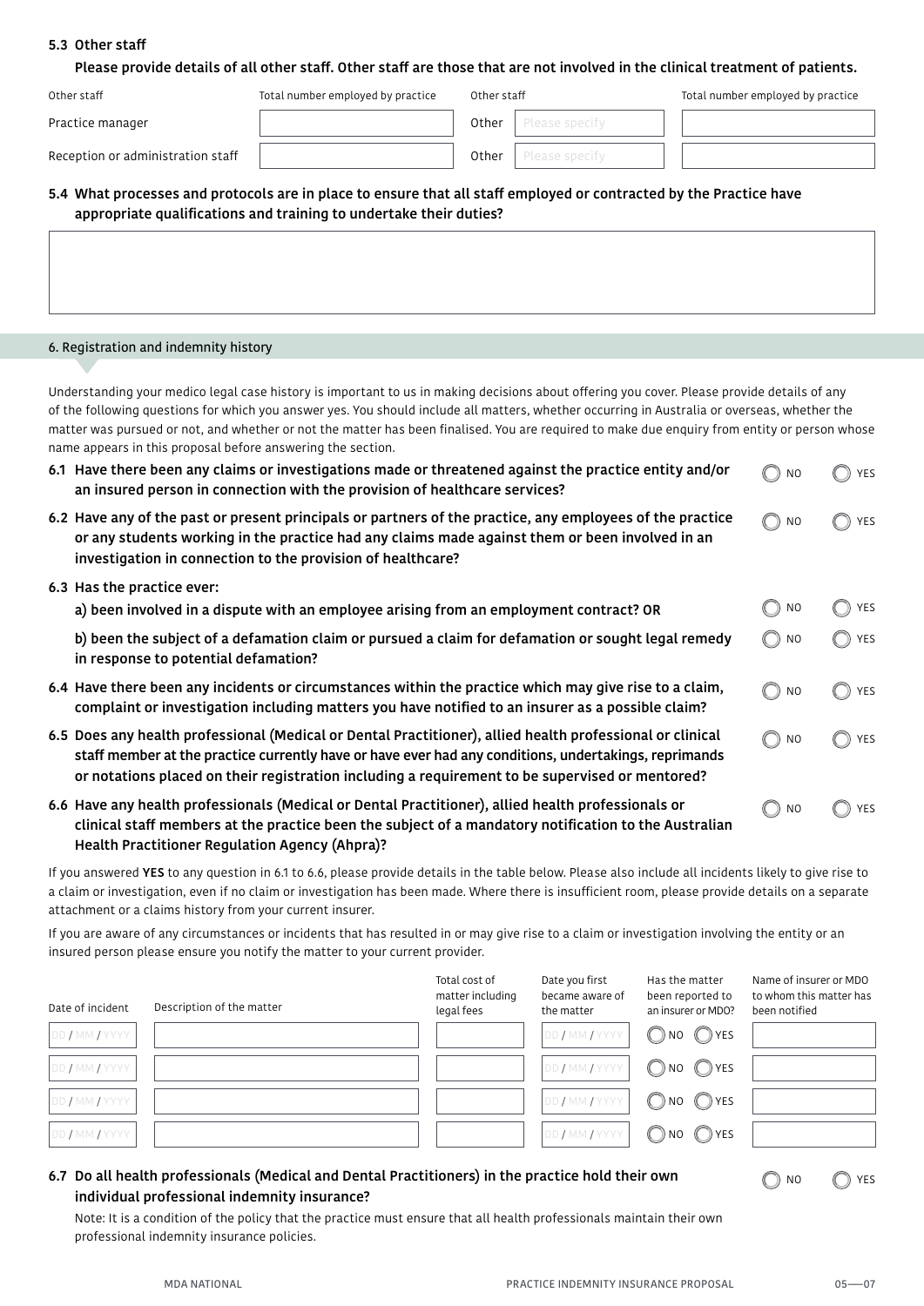### 5.3 Other staff

**Please provide details of all other staff. Other staff are those that are not involved in the clinical treatment of patients.**

| Other staff | Total number employed by practice | Other staff | | Total number employed by practice |
|---|---|---|---|---|
| Practice manager | | Other | Please specify | |
| Reception or administration staff | | Other | Please specify | |

### 5.4 What processes and protocols are in place to ensure that all staff employed or contracted by the Practice have appropriate qualifications and training to undertake their duties?

## 6. Registration and indemnity history

Understanding your medico legal case history is important to us in making decisions about offering you cover. Please provide details of any of the following questions for which you answer yes. You should include all matters, whether occurring in Australia or overseas, whether the matter was pursued or not, and whether or not the matter has been finalised. You are required to make due enquiry from entity or person whose name appears in this proposal before answering the section.

**6.1 Have there been any claims or investigations made or threatened against the practice entity and/or an insured person in connection with the provision of healthcare services?** ◯ NO ◯ YES

**6.2 Have any of the past or present principals or partners of the practice, any employees of the practice or any students working in the practice had any claims made against them or been involved in an investigation in connection to the provision of healthcare?** ◯ NO ◯ YES

**6.3 Has the practice ever:**

**a) been involved in a dispute with an employee arising from an employment contract? OR** ◯ NO ◯ YES

**b) been the subject of a defamation claim or pursued a claim for defamation or sought legal remedy in response to potential defamation?** ◯ NO ◯ YES

**6.4 Have there been any incidents or circumstances within the practice which may give rise to a claim, complaint or investigation including matters you have notified to an insurer as a possible claim?** ◯ NO ◯ YES

**6.5 Does any health professional (Medical or Dental Practitioner), allied health professional or clinical staff member at the practice currently have or have ever had any conditions, undertakings, reprimands or notations placed on their registration including a requirement to be supervised or mentored?** ◯ NO ◯ YES

**6.6 Have any health professionals (Medical or Dental Practitioner), allied health professionals or clinical staff members at the practice been the subject of a mandatory notification to the Australian Health Practitioner Regulation Agency (Ahpra)?** ◯ NO ◯ YES

If you answered **YES** to any question in 6.1 to 6.6, please provide details in the table below. Please also include all incidents likely to give rise to a claim or investigation, even if no claim or investigation has been made. Where there is insufficient room, please provide details on a separate attachment or a claims history from your current insurer.

If you are aware of any circumstances or incidents that has resulted in or may give rise to a claim or investigation involving the entity or an insured person please ensure you notify the matter to your current provider.

| Date of incident | Description of the matter | Total cost of matter including legal fees | Date you first became aware of the matter | Has the matter been reported to an insurer or MDO? | Name of insurer or MDO to whom this matter has been notified |
|---|---|---|---|---|---|
| DD / MM / YYYY | | | DD / MM / YYYY | ◯ NO ◯ YES | |
| DD / MM / YYYY | | | DD / MM / YYYY | ◯ NO ◯ YES | |
| DD / MM / YYYY | | | DD / MM / YYYY | ◯ NO ◯ YES | |
| DD / MM / YYYY | | | DD / MM / YYYY | ◯ NO ◯ YES | |

**6.7 Do all health professionals (Medical and Dental Practitioners) in the practice hold their own individual professional indemnity insurance?** ◯ NO ◯ YES

Note: It is a condition of the policy that the practice must ensure that all health professionals maintain their own professional indemnity insurance policies.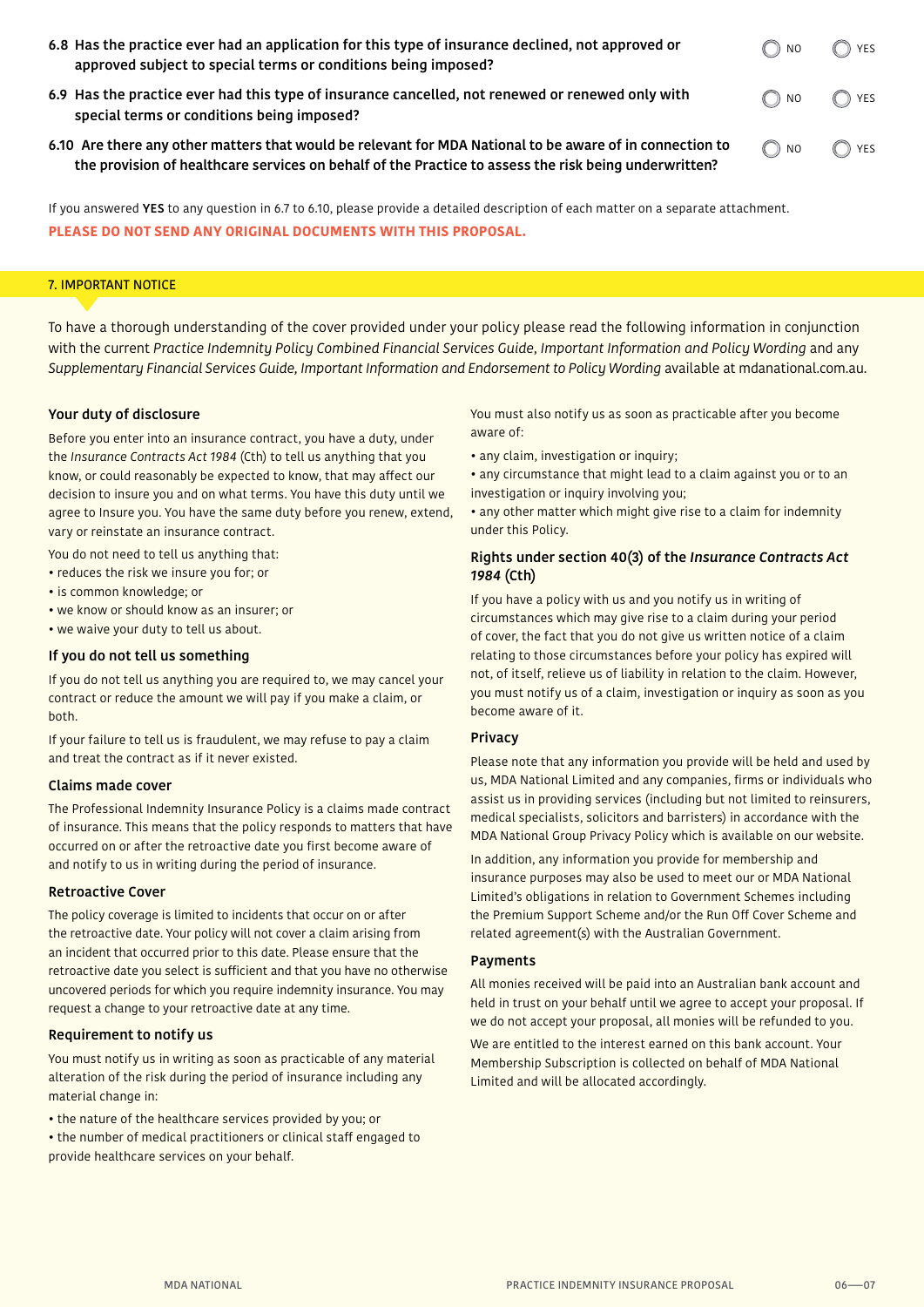**6.8 Has the practice ever had an application for this type of insurance declined, not approved or approved subject to special terms or conditions being imposed?** ◯ NO ◯ YES

**6.9 Has the practice ever had this type of insurance cancelled, not renewed or renewed only with special terms or conditions being imposed?** ◯ NO ◯ YES

**6.10 Are there any other matters that would be relevant for MDA National to be aware of in connection to the provision of healthcare services on behalf of the Practice to assess the risk being underwritten?** ◯ NO ◯ YES

If you answered **YES** to any question in 6.7 to 6.10, please provide a detailed description of each matter on a separate attachment.

**PLEASE DO NOT SEND ANY ORIGINAL DOCUMENTS WITH THIS PROPOSAL.**

## 7. IMPORTANT NOTICE

To have a thorough understanding of the cover provided under your policy please read the following information in conjunction with the current *Practice Indemnity Policy Combined Financial Services Guide, Important Information and Policy Wording* and any *Supplementary Financial Services Guide, Important Information and Endorsement to Policy Wording* available at mdanational.com.au.

### Your duty of disclosure

Before you enter into an insurance contract, you have a duty, under the *Insurance Contracts Act 1984* (Cth) to tell us anything that you know, or could reasonably be expected to know, that may affect our decision to insure you and on what terms. You have this duty until we agree to Insure you. You have the same duty before you renew, extend, vary or reinstate an insurance contract.

You do not need to tell us anything that:

- reduces the risk we insure you for; or
- is common knowledge; or
- we know or should know as an insurer; or
- we waive your duty to tell us about.

### If you do not tell us something

If you do not tell us anything you are required to, we may cancel your contract or reduce the amount we will pay if you make a claim, or both.

If your failure to tell us is fraudulent, we may refuse to pay a claim and treat the contract as if it never existed.

### Claims made cover

The Professional Indemnity Insurance Policy is a claims made contract of insurance. This means that the policy responds to matters that have occurred on or after the retroactive date you first become aware of and notify to us in writing during the period of insurance.

### Retroactive Cover

The policy coverage is limited to incidents that occur on or after the retroactive date. Your policy will not cover a claim arising from an incident that occurred prior to this date. Please ensure that the retroactive date you select is sufficient and that you have no otherwise uncovered periods for which you require indemnity insurance. You may request a change to your retroactive date at any time.

### Requirement to notify us

You must notify us in writing as soon as practicable of any material alteration of the risk during the period of insurance including any material change in:

- the nature of the healthcare services provided by you; or
- the number of medical practitioners or clinical staff engaged to provide healthcare services on your behalf.

You must also notify us as soon as practicable after you become aware of:

- any claim, investigation or inquiry;
- any circumstance that might lead to a claim against you or to an investigation or inquiry involving you;
- any other matter which might give rise to a claim for indemnity under this Policy.

### Rights under section 40(3) of the *Insurance Contracts Act 1984* (Cth)

If you have a policy with us and you notify us in writing of circumstances which may give rise to a claim during your period of cover, the fact that you do not give us written notice of a claim relating to those circumstances before your policy has expired will not, of itself, relieve us of liability in relation to the claim. However, you must notify us of a claim, investigation or inquiry as soon as you become aware of it.

### Privacy

Please note that any information you provide will be held and used by us, MDA National Limited and any companies, firms or individuals who assist us in providing services (including but not limited to reinsurers, medical specialists, solicitors and barristers) in accordance with the MDA National Group Privacy Policy which is available on our website.

In addition, any information you provide for membership and insurance purposes may also be used to meet our or MDA National Limited's obligations in relation to Government Schemes including the Premium Support Scheme and/or the Run Off Cover Scheme and related agreement(s) with the Australian Government.

### Payments

All monies received will be paid into an Australian bank account and held in trust on your behalf until we agree to accept your proposal. If we do not accept your proposal, all monies will be refunded to you.

We are entitled to the interest earned on this bank account. Your Membership Subscription is collected on behalf of MDA National Limited and will be allocated accordingly.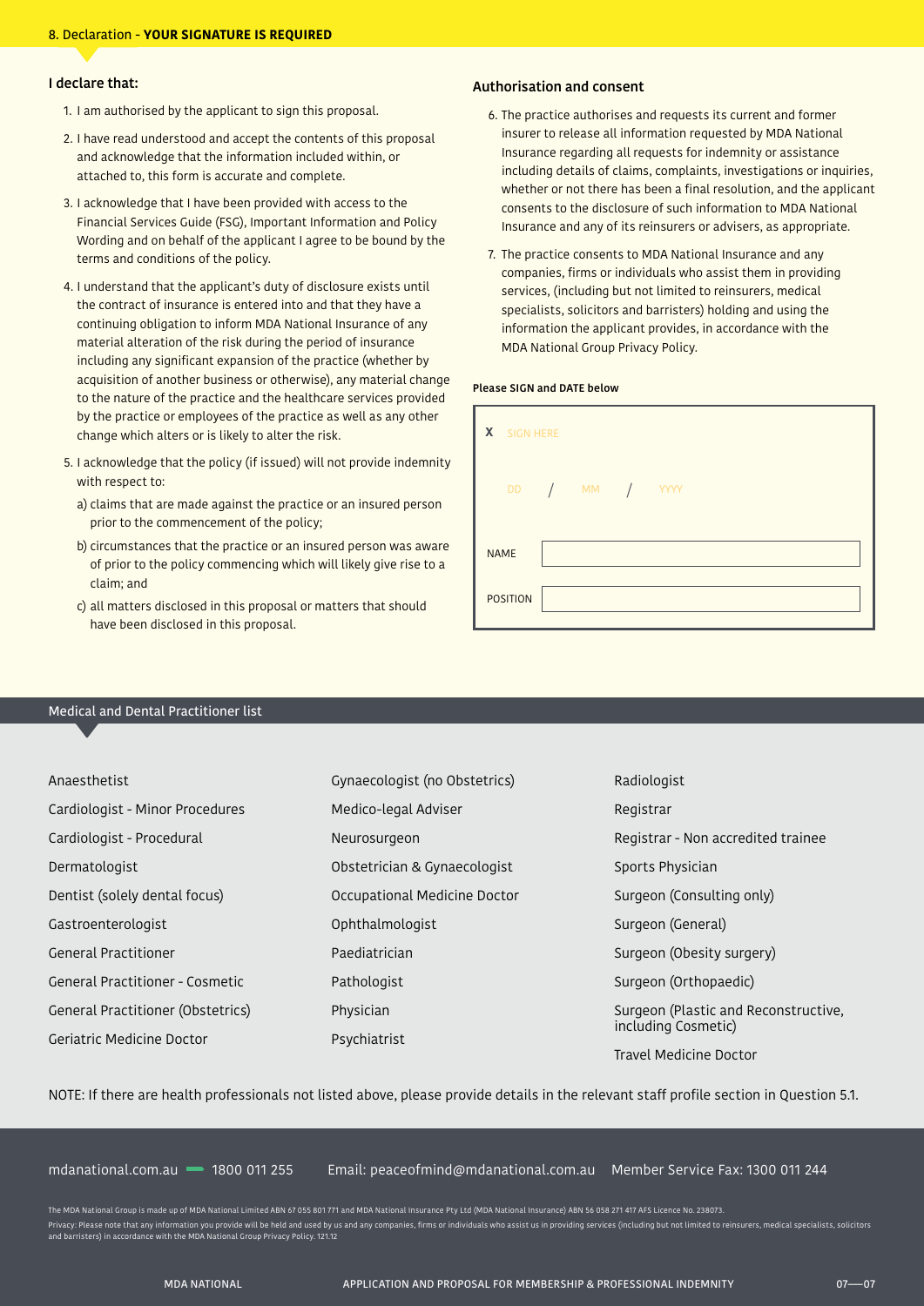## 8. Declaration - **YOUR SIGNATURE IS REQUIRED**

### I declare that:

1. I am authorised by the applicant to sign this proposal.
2. I have read understood and accept the contents of this proposal and acknowledge that the information included within, or attached to, this form is accurate and complete.
3. I acknowledge that I have been provided with access to the Financial Services Guide (FSG), Important Information and Policy Wording and on behalf of the applicant I agree to be bound by the terms and conditions of the policy.
4. I understand that the applicant's duty of disclosure exists until the contract of insurance is entered into and that they have a continuing obligation to inform MDA National Insurance of any material alteration of the risk during the period of insurance including any significant expansion of the practice (whether by acquisition of another business or otherwise), any material change to the nature of the practice and the healthcare services provided by the practice or employees of the practice as well as any other change which alters or is likely to alter the risk.
5. I acknowledge that the policy (if issued) will not provide indemnity with respect to:
   a) claims that are made against the practice or an insured person prior to the commencement of the policy;
   b) circumstances that the practice or an insured person was aware of prior to the policy commencing which will likely give rise to a claim; and
   c) all matters disclosed in this proposal or matters that should have been disclosed in this proposal.

### Authorisation and consent

6. The practice authorises and requests its current and former insurer to release all information requested by MDA National Insurance regarding all requests for indemnity or assistance including details of claims, complaints, investigations or inquiries, whether or not there has been a final resolution, and the applicant consents to the disclosure of such information to MDA National Insurance and any of its reinsurers or advisers, as appropriate.
7. The practice consents to MDA National Insurance and any companies, firms or individuals who assist them in providing services, (including but not limited to reinsurers, medical specialists, solicitors and barristers) holding and using the information the applicant provides, in accordance with the MDA National Group Privacy Policy.

**Please SIGN and DATE below**

X SIGN HERE

DD / MM / YYYY

NAME

POSITION

## Medical and Dental Practitioner list

- Anaesthetist
- Cardiologist - Minor Procedures
- Cardiologist - Procedural
- Dermatologist
- Dentist (solely dental focus)
- Gastroenterologist
- General Practitioner
- General Practitioner - Cosmetic
- General Practitioner (Obstetrics)
- Geriatric Medicine Doctor
- Gynaecologist (no Obstetrics)
- Medico-legal Adviser
- Neurosurgeon
- Obstetrician & Gynaecologist
- Occupational Medicine Doctor
- Ophthalmologist
- Paediatrician
- Pathologist
- Physician
- Psychiatrist
- Radiologist
- Registrar
- Registrar - Non accredited trainee
- Sports Physician
- Surgeon (Consulting only)
- Surgeon (General)
- Surgeon (Obesity surgery)
- Surgeon (Orthopaedic)
- Surgeon (Plastic and Reconstructive, including Cosmetic)
- Travel Medicine Doctor

NOTE: If there are health professionals not listed above, please provide details in the relevant staff profile section in Question 5.1.

mdanational.com.au — 1800 011 255 Email: peaceofmind@mdanational.com.au Member Service Fax: 1300 011 244

The MDA National Group is made up of MDA National Limited ABN 67 055 801 771 and MDA National Insurance Pty Ltd (MDA National Insurance) ABN 56 058 271 417 AFS Licence No. 238073.

Privacy: Please note that any information you provide will be held and used by us and any companies, firms or individuals who assist us in providing services (including but not limited to reinsurers, medical specialists, solicitors and barristers) in accordance with the MDA National Group Privacy Policy. 121.12